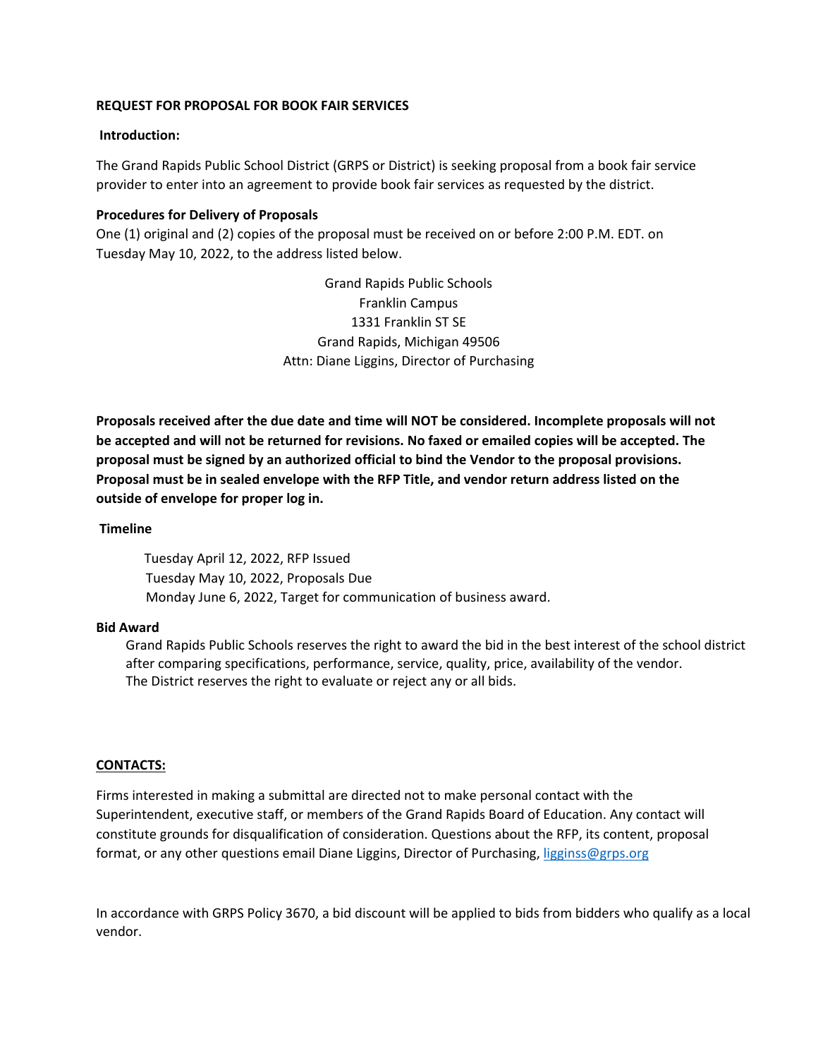**REQUEST FOR PROPOSAL FOR BOOK FAIR SERVICES**

**Introduction:**

The Grand Rapids Public School District (GRPS or District) is seeking proposal from a book fair service provider to enter into an agreement to provide book fair services as requested by the district.

**Procedures for Delivery of Proposals**

One (1) original and (2) copies of the proposal must be received on or before 2:00 P.M. EDT. on Tuesday May 10, 2022, to the address listed below.

Grand Rapids Public Schools
Franklin Campus
1331 Franklin ST SE
Grand Rapids, Michigan 49506
Attn: Diane Liggins, Director of Purchasing

**Proposals received after the due date and time will NOT be considered. Incomplete proposals will not be accepted and will not be returned for revisions. No faxed or emailed copies will be accepted. The proposal must be signed by an authorized official to bind the Vendor to the proposal provisions. Proposal must be in sealed envelope with the RFP Title, and vendor return address listed on the outside of envelope for proper log in.**

**Timeline**

Tuesday April 12, 2022, RFP Issued
Tuesday May 10, 2022, Proposals Due
Monday June 6, 2022, Target for communication of business award.

**Bid Award**

Grand Rapids Public Schools reserves the right to award the bid in the best interest of the school district after comparing specifications, performance, service, quality, price, availability of the vendor. The District reserves the right to evaluate or reject any or all bids.

**CONTACTS:**

Firms interested in making a submittal are directed not to make personal contact with the Superintendent, executive staff, or members of the Grand Rapids Board of Education. Any contact will constitute grounds for disqualification of consideration. Questions about the RFP, its content, proposal format, or any other questions email Diane Liggins, Director of Purchasing, ligginss@grps.org

In accordance with GRPS Policy 3670, a bid discount will be applied to bids from bidders who qualify as a local vendor.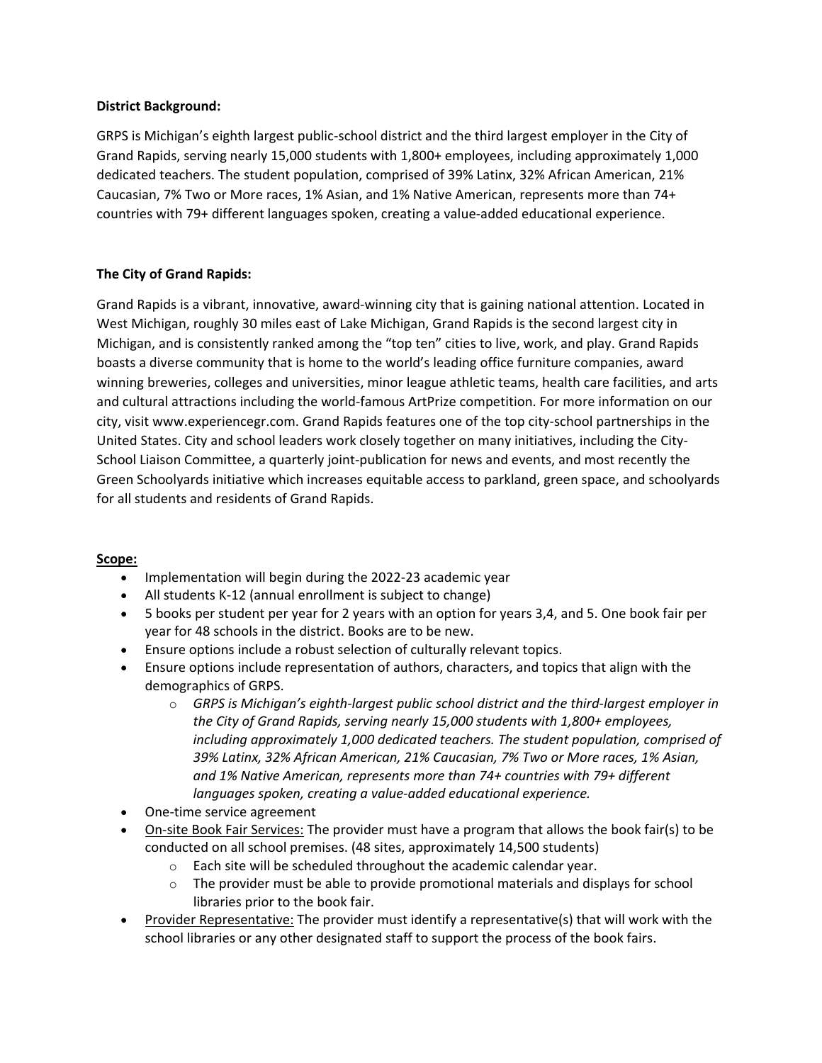**District Background:**

GRPS is Michigan's eighth largest public-school district and the third largest employer in the City of Grand Rapids, serving nearly 15,000 students with 1,800+ employees, including approximately 1,000 dedicated teachers. The student population, comprised of 39% Latinx, 32% African American, 21% Caucasian, 7% Two or More races, 1% Asian, and 1% Native American, represents more than 74+ countries with 79+ different languages spoken, creating a value-added educational experience.

**The City of Grand Rapids:**

Grand Rapids is a vibrant, innovative, award-winning city that is gaining national attention. Located in West Michigan, roughly 30 miles east of Lake Michigan, Grand Rapids is the second largest city in Michigan, and is consistently ranked among the "top ten" cities to live, work, and play. Grand Rapids boasts a diverse community that is home to the world's leading office furniture companies, award winning breweries, colleges and universities, minor league athletic teams, health care facilities, and arts and cultural attractions including the world-famous ArtPrize competition. For more information on our city, visit www.experiencegr.com. Grand Rapids features one of the top city-school partnerships in the United States. City and school leaders work closely together on many initiatives, including the City-School Liaison Committee, a quarterly joint-publication for news and events, and most recently the Green Schoolyards initiative which increases equitable access to parkland, green space, and schoolyards for all students and residents of Grand Rapids.

**Scope:**

- Implementation will begin during the 2022-23 academic year
- All students K-12 (annual enrollment is subject to change)
- 5 books per student per year for 2 years with an option for years 3,4, and 5. One book fair per year for 48 schools in the district. Books are to be new.
- Ensure options include a robust selection of culturally relevant topics.
- Ensure options include representation of authors, characters, and topics that align with the demographics of GRPS.
    - *GRPS is Michigan's eighth-largest public school district and the third-largest employer in the City of Grand Rapids, serving nearly 15,000 students with 1,800+ employees, including approximately 1,000 dedicated teachers. The student population, comprised of 39% Latinx, 32% African American, 21% Caucasian, 7% Two or More races, 1% Asian, and 1% Native American, represents more than 74+ countries with 79+ different languages spoken, creating a value-added educational experience.*
- One-time service agreement
- On-site Book Fair Services: The provider must have a program that allows the book fair(s) to be conducted on all school premises. (48 sites, approximately 14,500 students)
    - Each site will be scheduled throughout the academic calendar year.
    - The provider must be able to provide promotional materials and displays for school libraries prior to the book fair.
- Provider Representative: The provider must identify a representative(s) that will work with the school libraries or any other designated staff to support the process of the book fairs.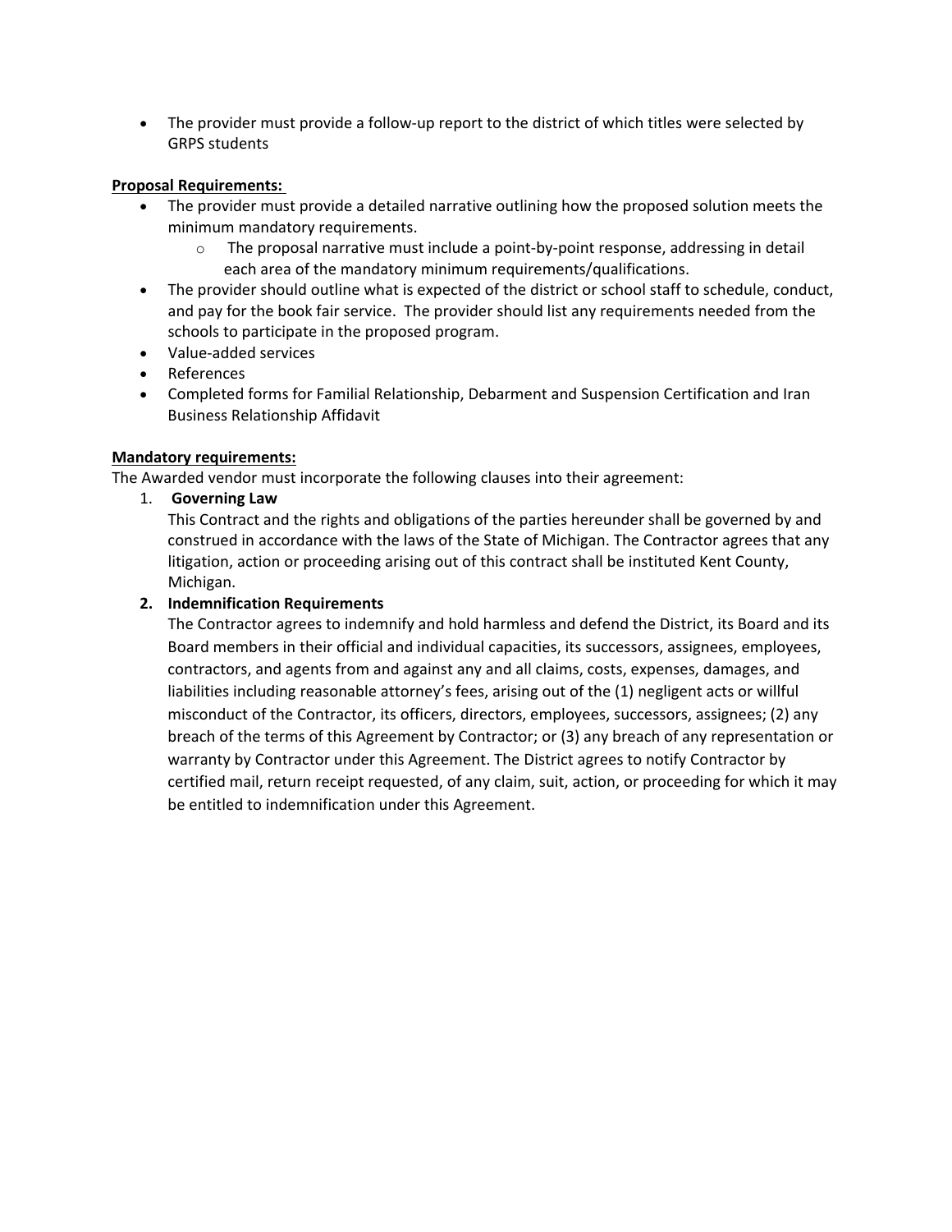- The provider must provide a follow-up report to the district of which titles were selected by GRPS students

**Proposal Requirements:**

- The provider must provide a detailed narrative outlining how the proposed solution meets the minimum mandatory requirements.
  - The proposal narrative must include a point-by-point response, addressing in detail each area of the mandatory minimum requirements/qualifications.
- The provider should outline what is expected of the district or school staff to schedule, conduct, and pay for the book fair service. The provider should list any requirements needed from the schools to participate in the proposed program.
- Value-added services
- References
- Completed forms for Familial Relationship, Debarment and Suspension Certification and Iran Business Relationship Affidavit

**Mandatory requirements:**

The Awarded vendor must incorporate the following clauses into their agreement:

1. **Governing Law**

   This Contract and the rights and obligations of the parties hereunder shall be governed by and construed in accordance with the laws of the State of Michigan. The Contractor agrees that any litigation, action or proceeding arising out of this contract shall be instituted Kent County, Michigan.

2. **Indemnification Requirements**

   The Contractor agrees to indemnify and hold harmless and defend the District, its Board and its Board members in their official and individual capacities, its successors, assignees, employees, contractors, and agents from and against any and all claims, costs, expenses, damages, and liabilities including reasonable attorney's fees, arising out of the (1) negligent acts or willful misconduct of the Contractor, its officers, directors, employees, successors, assignees; (2) any breach of the terms of this Agreement by Contractor; or (3) any breach of any representation or warranty by Contractor under this Agreement. The District agrees to notify Contractor by certified mail, return receipt requested, of any claim, suit, action, or proceeding for which it may be entitled to indemnification under this Agreement.